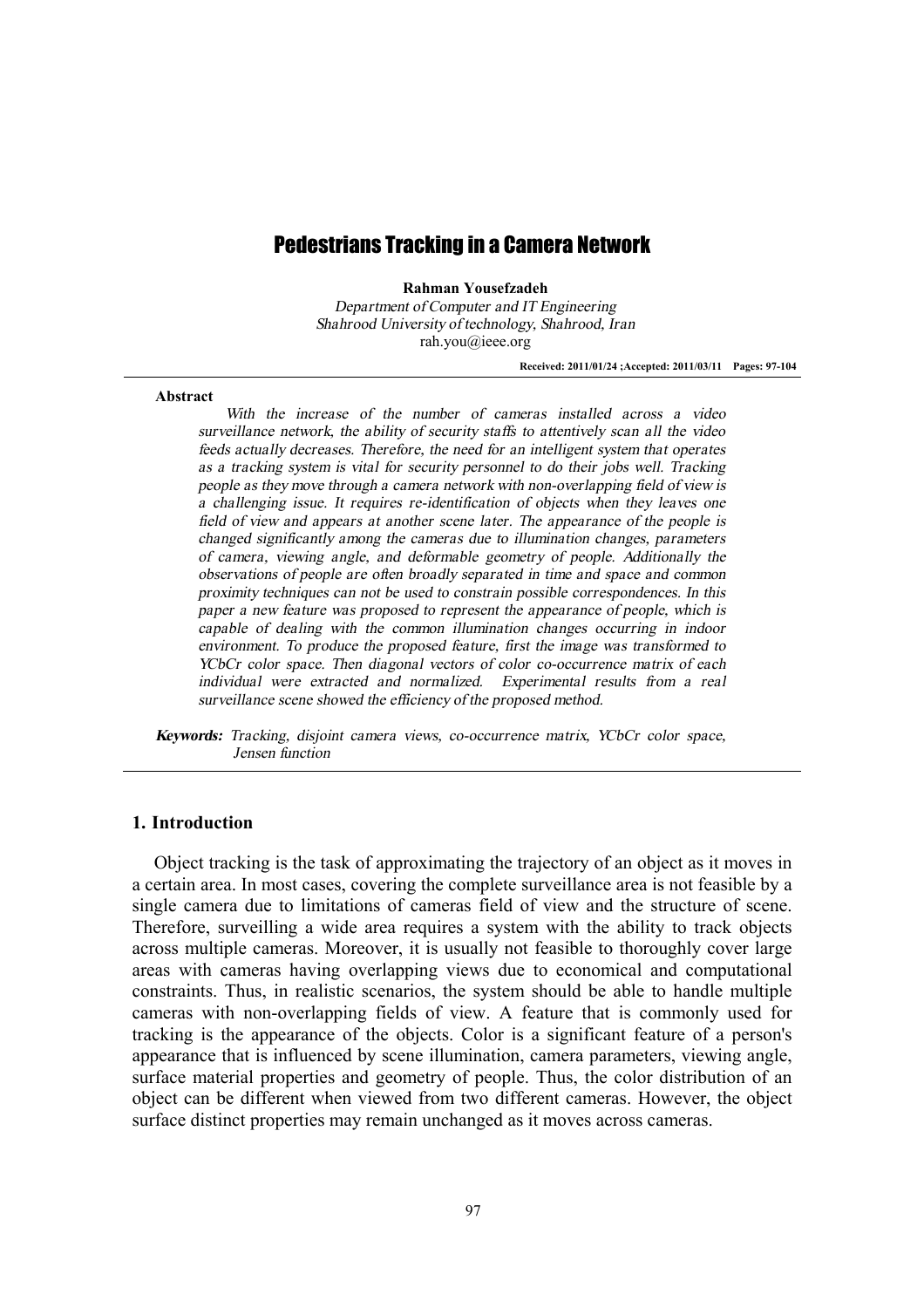# Pedestrians Tracking in a Camera Network

**Rahman Yousefzadeh**

*Department of Computer and IT Engineering*
*Shahrood University of technology, Shahrood, Iran*
rah.you@ieee.org

**Received: 2011/01/24 ;Accepted: 2011/03/11 Pages: 97-104**

---

**Abstract**

*With the increase of the number of cameras installed across a video surveillance network, the ability of security staffs to attentively scan all the video feeds actually decreases. Therefore, the need for an intelligent system that operates as a tracking system is vital for security personnel to do their jobs well. Tracking people as they move through a camera network with non-overlapping field of view is a challenging issue. It requires re-identification of objects when they leaves one field of view and appears at another scene later. The appearance of the people is changed significantly among the cameras due to illumination changes, parameters of camera, viewing angle, and deformable geometry of people. Additionally the observations of people are often broadly separated in time and space and common proximity techniques can not be used to constrain possible correspondences. In this paper a new feature was proposed to represent the appearance of people, which is capable of dealing with the common illumination changes occurring in indoor environment. To produce the proposed feature, first the image was transformed to YCbCr color space. Then diagonal vectors of color co-occurrence matrix of each individual were extracted and normalized. Experimental results from a real surveillance scene showed the efficiency of the proposed method.*

***Keywords:*** *Tracking, disjoint camera views, co-occurrence matrix, YCbCr color space, Jensen function*

---

## 1. Introduction

Object tracking is the task of approximating the trajectory of an object as it moves in a certain area. In most cases, covering the complete surveillance area is not feasible by a single camera due to limitations of cameras field of view and the structure of scene. Therefore, surveilling a wide area requires a system with the ability to track objects across multiple cameras. Moreover, it is usually not feasible to thoroughly cover large areas with cameras having overlapping views due to economical and computational constraints. Thus, in realistic scenarios, the system should be able to handle multiple cameras with non-overlapping fields of view. A feature that is commonly used for tracking is the appearance of the objects. Color is a significant feature of a person's appearance that is influenced by scene illumination, camera parameters, viewing angle, surface material properties and geometry of people. Thus, the color distribution of an object can be different when viewed from two different cameras. However, the object surface distinct properties may remain unchanged as it moves across cameras.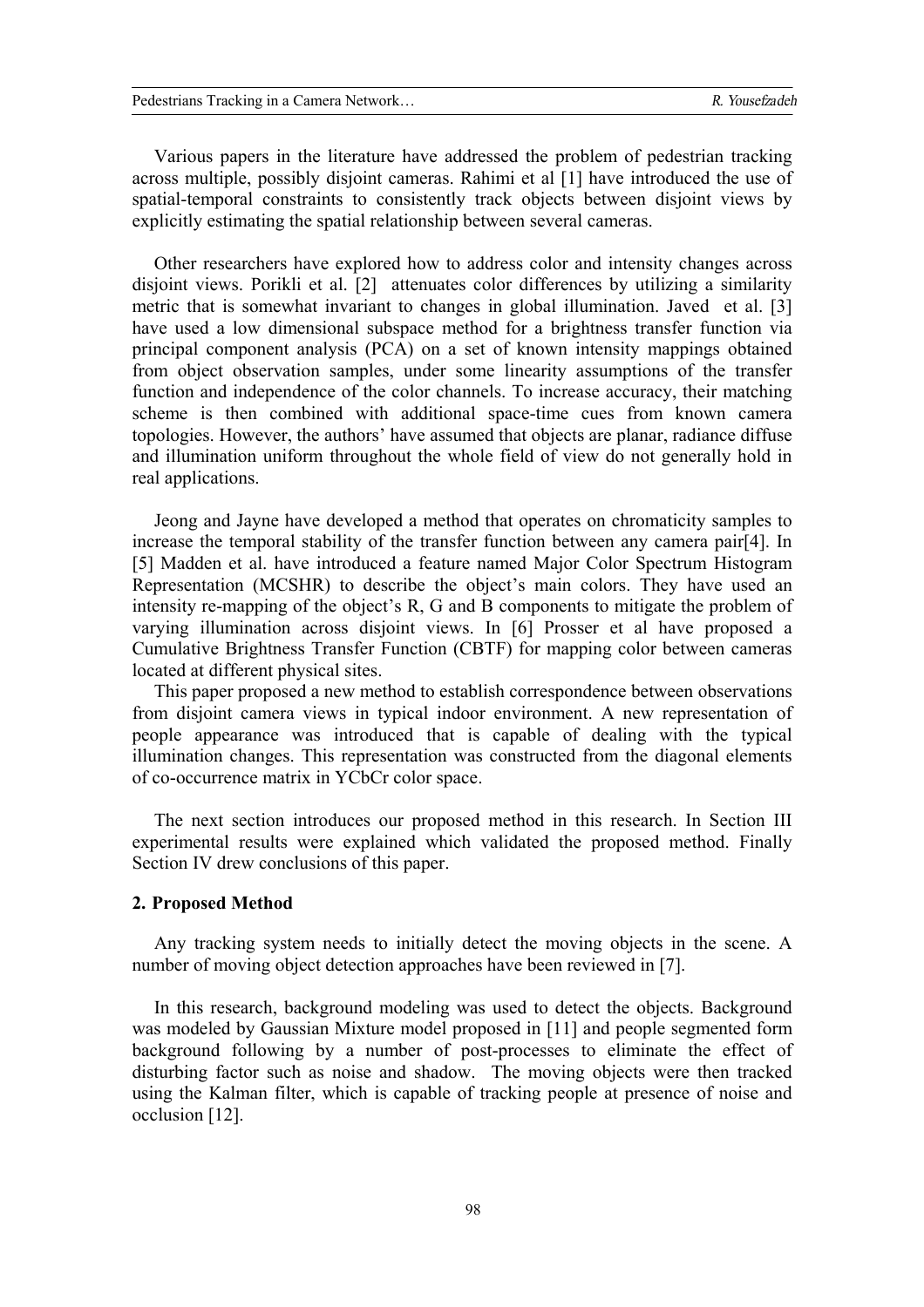Various papers in the literature have addressed the problem of pedestrian tracking across multiple, possibly disjoint cameras. Rahimi et al [1] have introduced the use of spatial-temporal constraints to consistently track objects between disjoint views by explicitly estimating the spatial relationship between several cameras.

Other researchers have explored how to address color and intensity changes across disjoint views. Porikli et al. [2] attenuates color differences by utilizing a similarity metric that is somewhat invariant to changes in global illumination. Javed et al. [3] have used a low dimensional subspace method for a brightness transfer function via principal component analysis (PCA) on a set of known intensity mappings obtained from object observation samples, under some linearity assumptions of the transfer function and independence of the color channels. To increase accuracy, their matching scheme is then combined with additional space-time cues from known camera topologies. However, the authors' have assumed that objects are planar, radiance diffuse and illumination uniform throughout the whole field of view do not generally hold in real applications.

Jeong and Jayne have developed a method that operates on chromaticity samples to increase the temporal stability of the transfer function between any camera pair[4]. In [5] Madden et al. have introduced a feature named Major Color Spectrum Histogram Representation (MCSHR) to describe the object's main colors. They have used an intensity re-mapping of the object's R, G and B components to mitigate the problem of varying illumination across disjoint views. In [6] Prosser et al have proposed a Cumulative Brightness Transfer Function (CBTF) for mapping color between cameras located at different physical sites.

This paper proposed a new method to establish correspondence between observations from disjoint camera views in typical indoor environment. A new representation of people appearance was introduced that is capable of dealing with the typical illumination changes. This representation was constructed from the diagonal elements of co-occurrence matrix in YCbCr color space.

The next section introduces our proposed method in this research. In Section III experimental results were explained which validated the proposed method. Finally Section IV drew conclusions of this paper.

## 2. Proposed Method

Any tracking system needs to initially detect the moving objects in the scene. A number of moving object detection approaches have been reviewed in [7].

In this research, background modeling was used to detect the objects. Background was modeled by Gaussian Mixture model proposed in [11] and people segmented form background following by a number of post-processes to eliminate the effect of disturbing factor such as noise and shadow. The moving objects were then tracked using the Kalman filter, which is capable of tracking people at presence of noise and occlusion [12].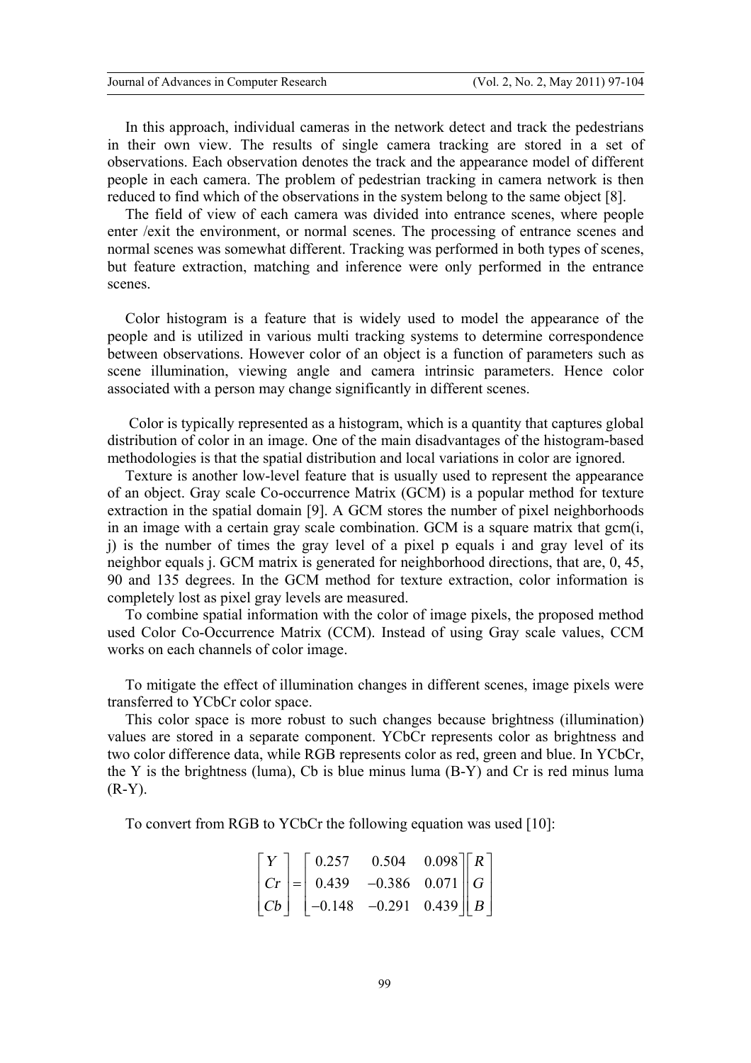In this approach, individual cameras in the network detect and track the pedestrians in their own view. The results of single camera tracking are stored in a set of observations. Each observation denotes the track and the appearance model of different people in each camera. The problem of pedestrian tracking in camera network is then reduced to find which of the observations in the system belong to the same object [8].

The field of view of each camera was divided into entrance scenes, where people enter /exit the environment, or normal scenes. The processing of entrance scenes and normal scenes was somewhat different. Tracking was performed in both types of scenes, but feature extraction, matching and inference were only performed in the entrance scenes.

Color histogram is a feature that is widely used to model the appearance of the people and is utilized in various multi tracking systems to determine correspondence between observations. However color of an object is a function of parameters such as scene illumination, viewing angle and camera intrinsic parameters. Hence color associated with a person may change significantly in different scenes.

Color is typically represented as a histogram, which is a quantity that captures global distribution of color in an image. One of the main disadvantages of the histogram-based methodologies is that the spatial distribution and local variations in color are ignored.

Texture is another low-level feature that is usually used to represent the appearance of an object. Gray scale Co-occurrence Matrix (GCM) is a popular method for texture extraction in the spatial domain [9]. A GCM stores the number of pixel neighborhoods in an image with a certain gray scale combination. GCM is a square matrix that gcm(i, j) is the number of times the gray level of a pixel p equals i and gray level of its neighbor equals j. GCM matrix is generated for neighborhood directions, that are, 0, 45, 90 and 135 degrees. In the GCM method for texture extraction, color information is completely lost as pixel gray levels are measured.

To combine spatial information with the color of image pixels, the proposed method used Color Co-Occurrence Matrix (CCM). Instead of using Gray scale values, CCM works on each channels of color image.

To mitigate the effect of illumination changes in different scenes, image pixels were transferred to YCbCr color space.

This color space is more robust to such changes because brightness (illumination) values are stored in a separate component. YCbCr represents color as brightness and two color difference data, while RGB represents color as red, green and blue. In YCbCr, the Y is the brightness (luma), Cb is blue minus luma (B-Y) and Cr is red minus luma (R-Y).

To convert from RGB to YCbCr the following equation was used [10]:

$$
\begin{bmatrix} Y \\ Cr \\ Cb \end{bmatrix} = \begin{bmatrix} 0.257 & 0.504 & 0.098 \\ 0.439 & -0.386 & 0.071 \\ -0.148 & -0.291 & 0.439 \end{bmatrix} \begin{bmatrix} R \\ G \\ B \end{bmatrix}
$$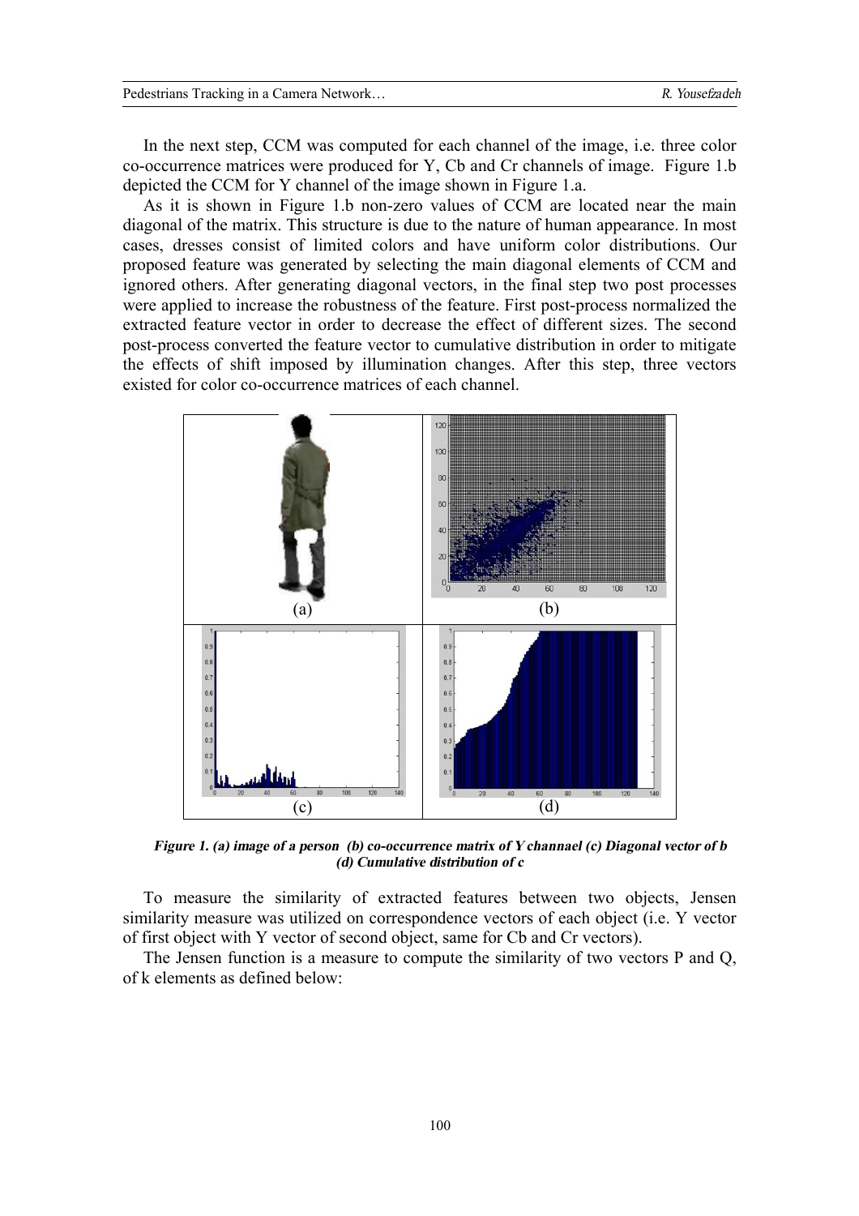In the next step, CCM was computed for each channel of the image, i.e. three color co-occurrence matrices were produced for Y, Cb and Cr channels of image. Figure 1.b depicted the CCM for Y channel of the image shown in Figure 1.a.

As it is shown in Figure 1.b non-zero values of CCM are located near the main diagonal of the matrix. This structure is due to the nature of human appearance. In most cases, dresses consist of limited colors and have uniform color distributions. Our proposed feature was generated by selecting the main diagonal elements of CCM and ignored others. After generating diagonal vectors, in the final step two post processes were applied to increase the robustness of the feature. First post-process normalized the extracted feature vector in order to decrease the effect of different sizes. The second post-process converted the feature vector to cumulative distribution in order to mitigate the effects of shift imposed by illumination changes. After this step, three vectors existed for color co-occurrence matrices of each channel.

***Figure 1. (a) image of a person (b) co-occurrence matrix of Y channael (c) Diagonal vector of b (d) Cumulative distribution of c***

To measure the similarity of extracted features between two objects, Jensen similarity measure was utilized on correspondence vectors of each object (i.e. Y vector of first object with Y vector of second object, same for Cb and Cr vectors).

The Jensen function is a measure to compute the similarity of two vectors P and Q, of k elements as defined below: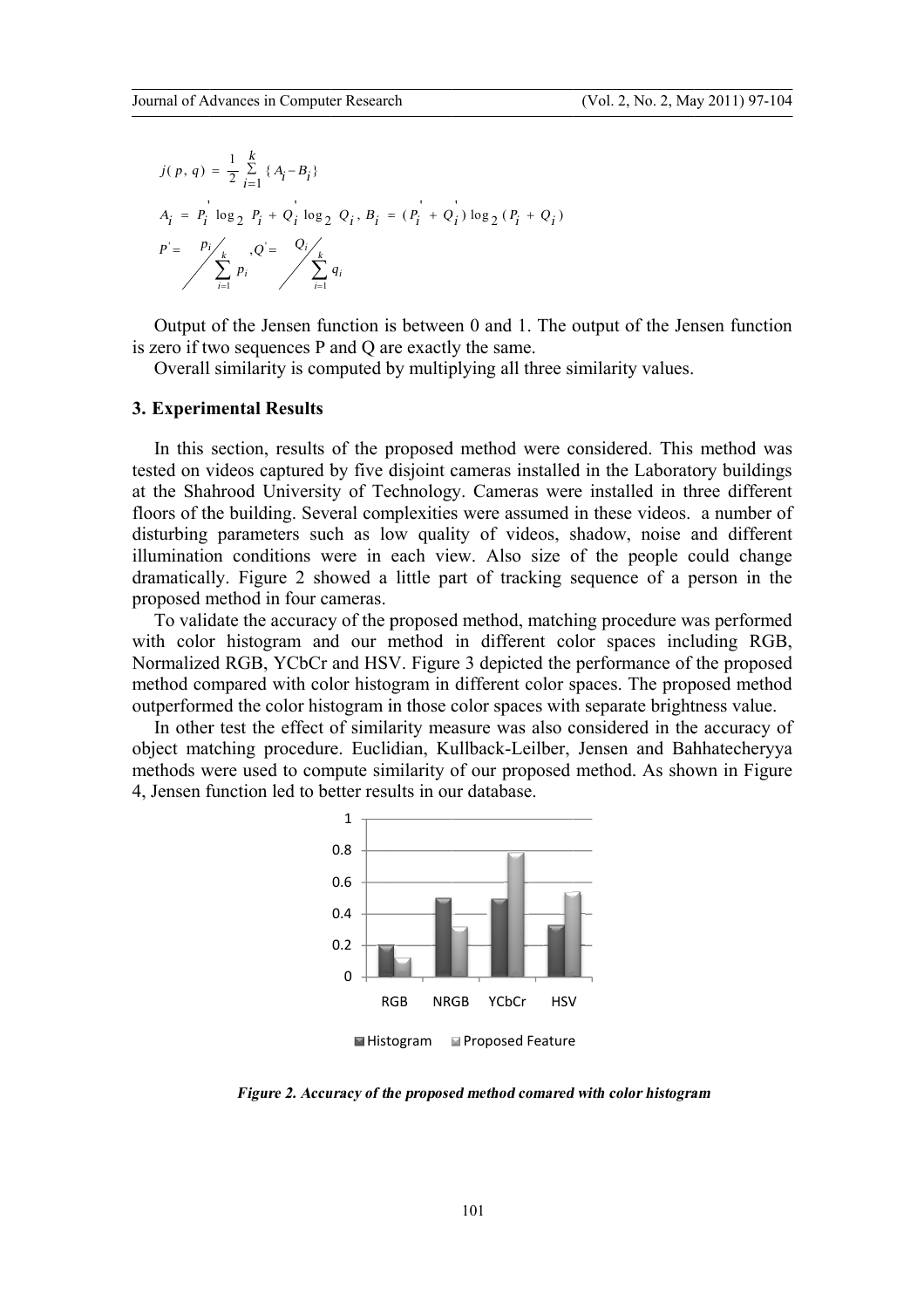$$j(p,q) = \frac{1}{2}\sum_{i=1}^{k}\{A_i - B_i\}$$

$$A_i = P_i^{'} \log_2 P_i + Q_i^{'} \log_2 Q_i,\; B_i = (P_i^{'} + Q_i^{'}) \log_2 (P_i + Q_i)$$

$$P^{'} = p_i \Big/ \sum_{i=1}^{k} p_i ,\; Q^{'} = Q_i \Big/ \sum_{i=1}^{k} q_i$$

Output of the Jensen function is between 0 and 1. The output of the Jensen function is zero if two sequences P and Q are exactly the same.

Overall similarity is computed by multiplying all three similarity values.

### 3. Experimental Results

In this section, results of the proposed method were considered. This method was tested on videos captured by five disjoint cameras installed in the Laboratory buildings at the Shahrood University of Technology. Cameras were installed in three different floors of the building. Several complexities were assumed in these videos. a number of disturbing parameters such as low quality of videos, shadow, noise and different illumination conditions were in each view. Also size of the people could change dramatically. Figure 2 showed a little part of tracking sequence of a person in the proposed method in four cameras.

To validate the accuracy of the proposed method, matching procedure was performed with color histogram and our method in different color spaces including RGB, Normalized RGB, YCbCr and HSV. Figure 3 depicted the performance of the proposed method compared with color histogram in different color spaces. The proposed method outperformed the color histogram in those color spaces with separate brightness value.

In other test the effect of similarity measure was also considered in the accuracy of object matching procedure. Euclidian, Kullback-Leilber, Jensen and Bahhatecheryya methods were used to compute similarity of our proposed method. As shown in Figure 4, Jensen function led to better results in our database.

*Figure 2. Accuracy of the proposed method comared with color histogram*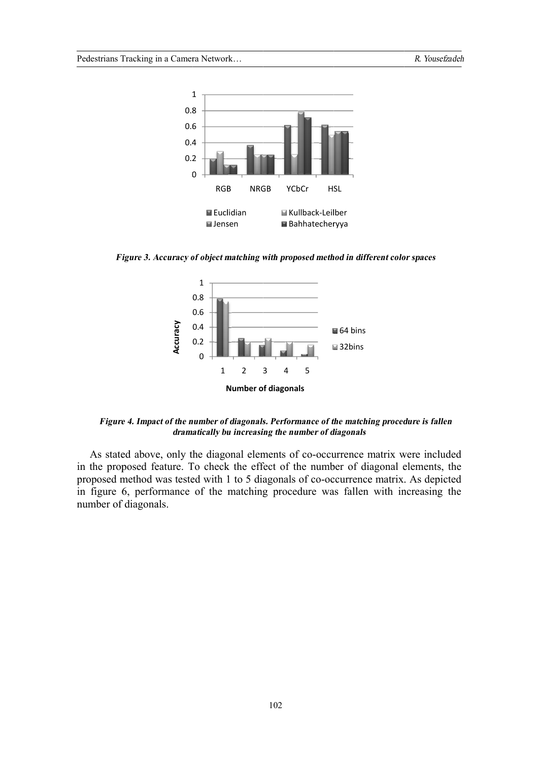*Figure 3. Accuracy of object matching with proposed method in different color spaces*

*Figure 4. Impact of the number of diagonals. Performance of the matching procedure is fallen dramatically bu increasing the number of diagonals*

As stated above, only the diagonal elements of co-occurrence matrix were included in the proposed feature. To check the effect of the number of diagonal elements, the proposed method was tested with 1 to 5 diagonals of co-occurrence matrix. As depicted in figure 6, performance of the matching procedure was fallen with increasing the number of diagonals.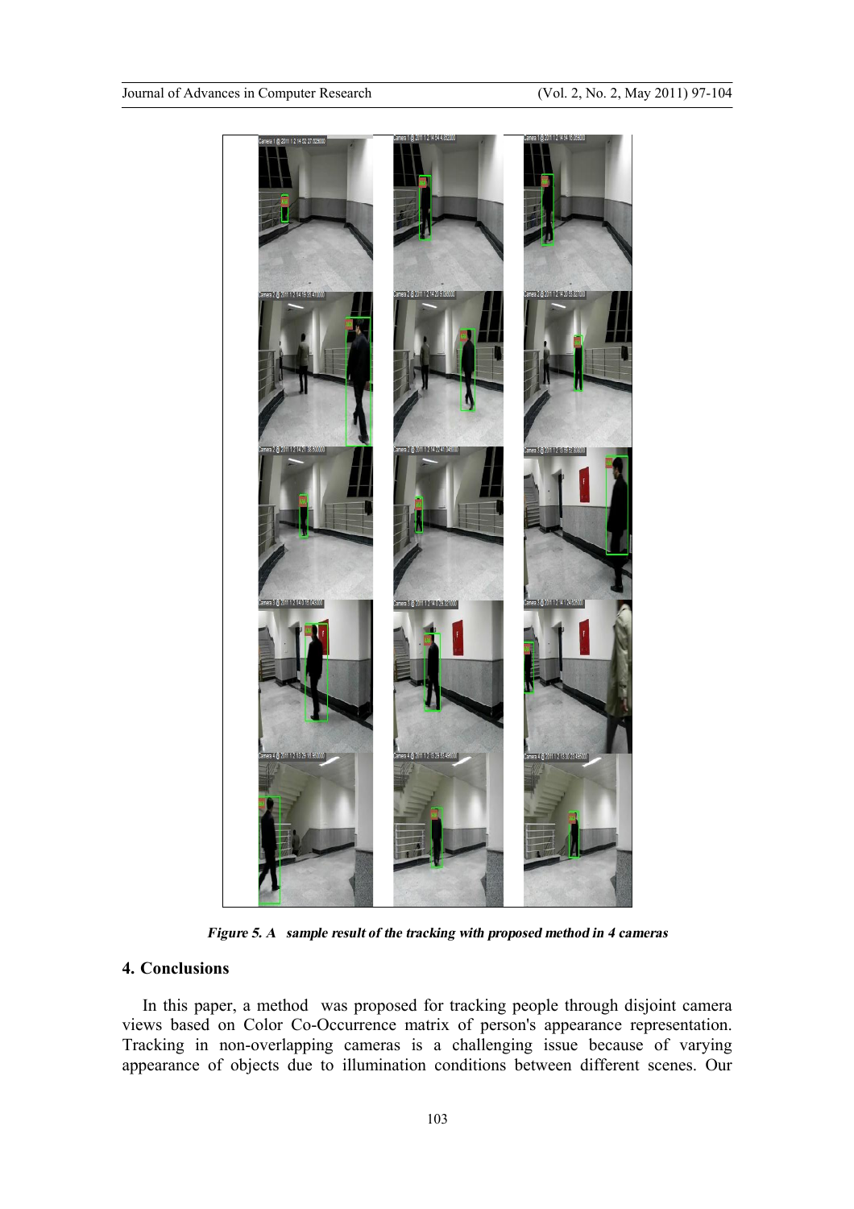*Figure 5. A sample result of the tracking with proposed method in 4 cameras*

## 4. Conclusions

In this paper, a method was proposed for tracking people through disjoint camera views based on Color Co-Occurrence matrix of person's appearance representation. Tracking in non-overlapping cameras is a challenging issue because of varying appearance of objects due to illumination conditions between different scenes. Our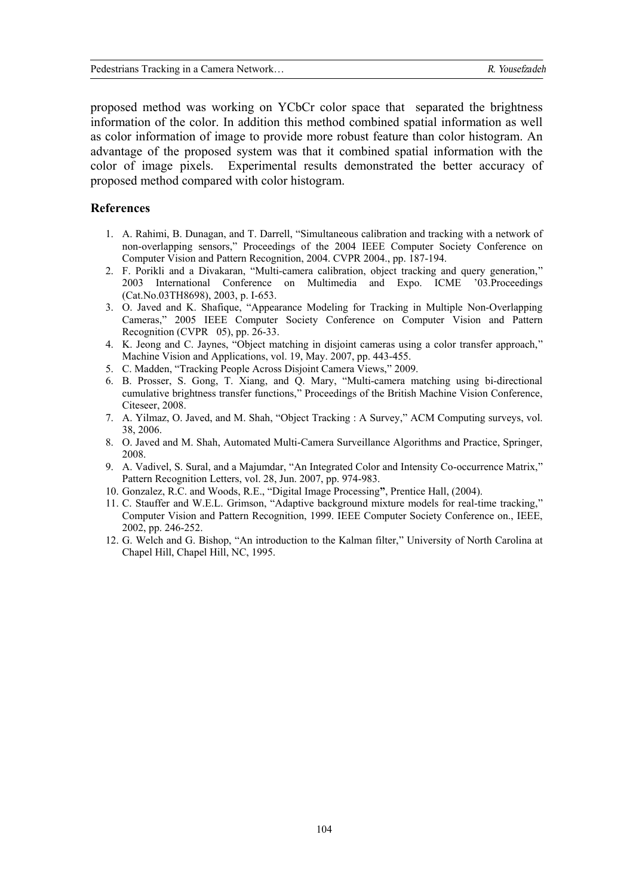proposed method was working on YCbCr color space that separated the brightness information of the color. In addition this method combined spatial information as well as color information of image to provide more robust feature than color histogram. An advantage of the proposed system was that it combined spatial information with the color of image pixels. Experimental results demonstrated the better accuracy of proposed method compared with color histogram.

## References

1. A. Rahimi, B. Dunagan, and T. Darrell, "Simultaneous calibration and tracking with a network of non-overlapping sensors," Proceedings of the 2004 IEEE Computer Society Conference on Computer Vision and Pattern Recognition, 2004. CVPR 2004., pp. 187-194.
2. F. Porikli and a Divakaran, "Multi-camera calibration, object tracking and query generation," 2003 International Conference on Multimedia and Expo. ICME '03.Proceedings (Cat.No.03TH8698), 2003, p. I-653.
3. O. Javed and K. Shafique, "Appearance Modeling for Tracking in Multiple Non-Overlapping Cameras," 2005 IEEE Computer Society Conference on Computer Vision and Pattern Recognition (CVPR 05), pp. 26-33.
4. K. Jeong and C. Jaynes, "Object matching in disjoint cameras using a color transfer approach," Machine Vision and Applications, vol. 19, May. 2007, pp. 443-455.
5. C. Madden, "Tracking People Across Disjoint Camera Views," 2009.
6. B. Prosser, S. Gong, T. Xiang, and Q. Mary, "Multi-camera matching using bi-directional cumulative brightness transfer functions," Proceedings of the British Machine Vision Conference, Citeseer, 2008.
7. A. Yilmaz, O. Javed, and M. Shah, "Object Tracking : A Survey," ACM Computing surveys, vol. 38, 2006.
8. O. Javed and M. Shah, Automated Multi-Camera Surveillance Algorithms and Practice, Springer, 2008.
9. A. Vadivel, S. Sural, and a Majumdar, "An Integrated Color and Intensity Co-occurrence Matrix," Pattern Recognition Letters, vol. 28, Jun. 2007, pp. 974-983.
10. Gonzalez, R.C. and Woods, R.E., "Digital Image Processing", Prentice Hall, (2004).
11. C. Stauffer and W.E.L. Grimson, "Adaptive background mixture models for real-time tracking," Computer Vision and Pattern Recognition, 1999. IEEE Computer Society Conference on., IEEE, 2002, pp. 246-252.
12. G. Welch and G. Bishop, "An introduction to the Kalman filter," University of North Carolina at Chapel Hill, Chapel Hill, NC, 1995.